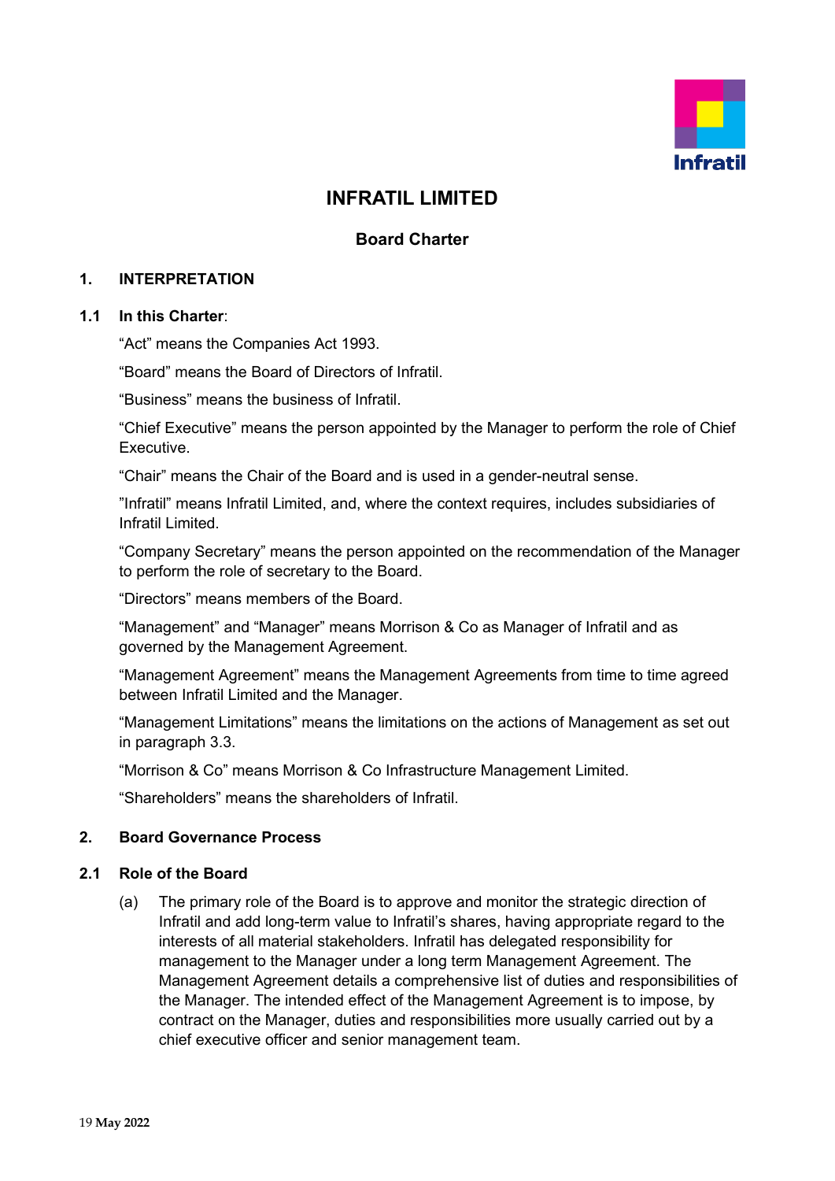# INFRATIL LIMITED

## Board Charter

### 1. INTERPRETATION

#### 1.1 In this Charter:

"Act" means the Companies Act 1993.

"Board" means the Board of Directors of Infratil.

"Business" means the business of Infratil.

"Chief Executive" means the person appointed by the Manager to perform the role of Chief Executive.

"Chair" means the Chair of the Board and is used in a gender-neutral sense.

"Infratil" means Infratil Limited, and, where the context requires, includes subsidiaries of Infratil Limited.

"Company Secretary" means the person appointed on the recommendation of the Manager to perform the role of secretary to the Board.

"Directors" means members of the Board.

"Management" and "Manager" means Morrison & Co as Manager of Infratil and as governed by the Management Agreement.

"Management Agreement" means the Management Agreements from time to time agreed between Infratil Limited and the Manager.

"Management Limitations" means the limitations on the actions of Management as set out in paragraph 3.3.

"Morrison & Co" means Morrison & Co Infrastructure Management Limited.

"Shareholders" means the shareholders of Infratil.

### 2. Board Governance Process

#### 2.1 Role of the Board

(a) The primary role of the Board is to approve and monitor the strategic direction of Infratil and add long-term value to Infratil's shares, having appropriate regard to the interests of all material stakeholders. Infratil has delegated responsibility for management to the Manager under a long term Management Agreement. The Management Agreement details a comprehensive list of duties and responsibilities of the Manager. The intended effect of the Management Agreement is to impose, by contract on the Manager, duties and responsibilities more usually carried out by a chief executive officer and senior management team.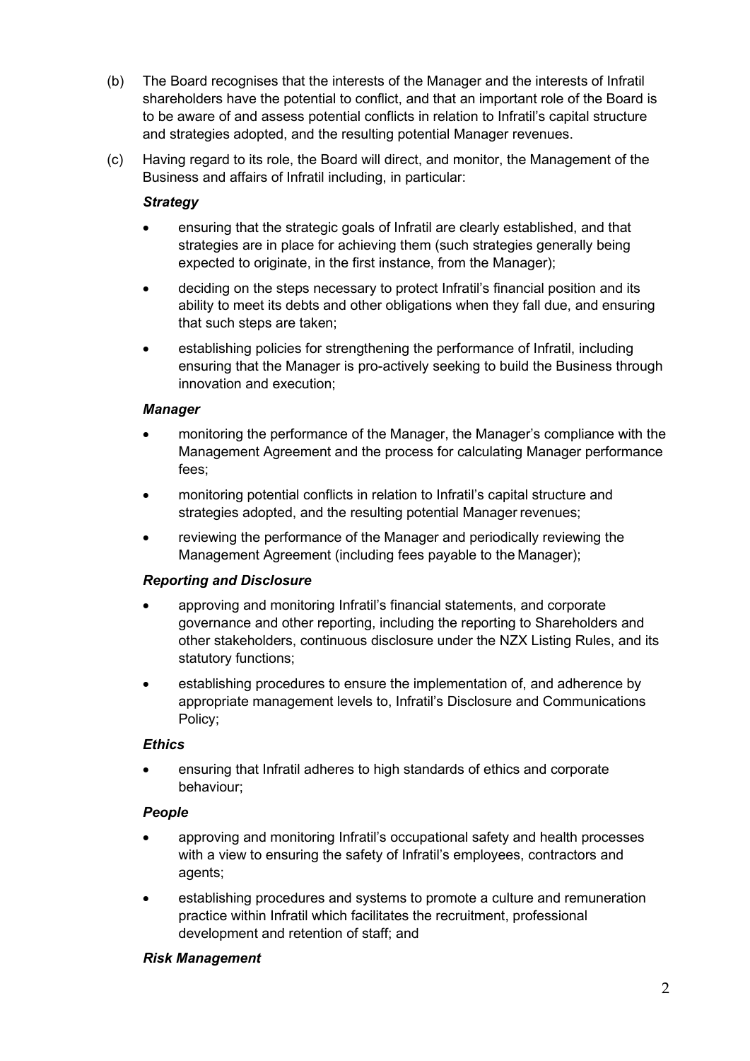(b) The Board recognises that the interests of the Manager and the interests of Infratil shareholders have the potential to conflict, and that an important role of the Board is to be aware of and assess potential conflicts in relation to Infratil's capital structure and strategies adopted, and the resulting potential Manager revenues.

(c) Having regard to its role, the Board will direct, and monitor, the Management of the Business and affairs of Infratil including, in particular:

***Strategy***

- ensuring that the strategic goals of Infratil are clearly established, and that strategies are in place for achieving them (such strategies generally being expected to originate, in the first instance, from the Manager);
- deciding on the steps necessary to protect Infratil's financial position and its ability to meet its debts and other obligations when they fall due, and ensuring that such steps are taken;
- establishing policies for strengthening the performance of Infratil, including ensuring that the Manager is pro-actively seeking to build the Business through innovation and execution;

***Manager***

- monitoring the performance of the Manager, the Manager's compliance with the Management Agreement and the process for calculating Manager performance fees;
- monitoring potential conflicts in relation to Infratil's capital structure and strategies adopted, and the resulting potential Manager revenues;
- reviewing the performance of the Manager and periodically reviewing the Management Agreement (including fees payable to the Manager);

***Reporting and Disclosure***

- approving and monitoring Infratil's financial statements, and corporate governance and other reporting, including the reporting to Shareholders and other stakeholders, continuous disclosure under the NZX Listing Rules, and its statutory functions;
- establishing procedures to ensure the implementation of, and adherence by appropriate management levels to, Infratil's Disclosure and Communications Policy;

***Ethics***

- ensuring that Infratil adheres to high standards of ethics and corporate behaviour;

***People***

- approving and monitoring Infratil's occupational safety and health processes with a view to ensuring the safety of Infratil's employees, contractors and agents;
- establishing procedures and systems to promote a culture and remuneration practice within Infratil which facilitates the recruitment, professional development and retention of staff; and

***Risk Management***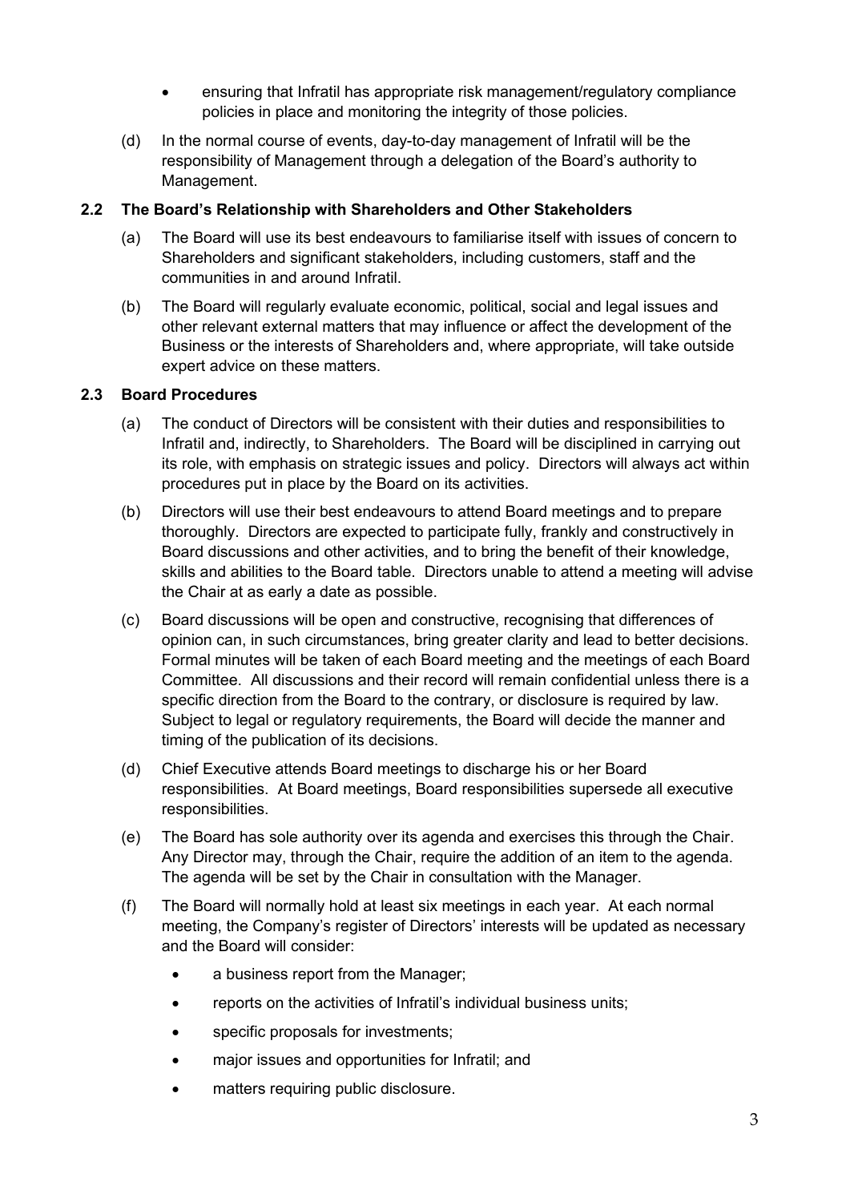- ensuring that Infratil has appropriate risk management/regulatory compliance policies in place and monitoring the integrity of those policies.

(d) In the normal course of events, day-to-day management of Infratil will be the responsibility of Management through a delegation of the Board's authority to Management.

### 2.2 The Board's Relationship with Shareholders and Other Stakeholders

(a) The Board will use its best endeavours to familiarise itself with issues of concern to Shareholders and significant stakeholders, including customers, staff and the communities in and around Infratil.

(b) The Board will regularly evaluate economic, political, social and legal issues and other relevant external matters that may influence or affect the development of the Business or the interests of Shareholders and, where appropriate, will take outside expert advice on these matters.

### 2.3 Board Procedures

(a) The conduct of Directors will be consistent with their duties and responsibilities to Infratil and, indirectly, to Shareholders. The Board will be disciplined in carrying out its role, with emphasis on strategic issues and policy. Directors will always act within procedures put in place by the Board on its activities.

(b) Directors will use their best endeavours to attend Board meetings and to prepare thoroughly. Directors are expected to participate fully, frankly and constructively in Board discussions and other activities, and to bring the benefit of their knowledge, skills and abilities to the Board table. Directors unable to attend a meeting will advise the Chair at as early a date as possible.

(c) Board discussions will be open and constructive, recognising that differences of opinion can, in such circumstances, bring greater clarity and lead to better decisions. Formal minutes will be taken of each Board meeting and the meetings of each Board Committee. All discussions and their record will remain confidential unless there is a specific direction from the Board to the contrary, or disclosure is required by law. Subject to legal or regulatory requirements, the Board will decide the manner and timing of the publication of its decisions.

(d) Chief Executive attends Board meetings to discharge his or her Board responsibilities. At Board meetings, Board responsibilities supersede all executive responsibilities.

(e) The Board has sole authority over its agenda and exercises this through the Chair. Any Director may, through the Chair, require the addition of an item to the agenda. The agenda will be set by the Chair in consultation with the Manager.

(f) The Board will normally hold at least six meetings in each year. At each normal meeting, the Company's register of Directors' interests will be updated as necessary and the Board will consider:

- a business report from the Manager;
- reports on the activities of Infratil's individual business units;
- specific proposals for investments;
- major issues and opportunities for Infratil; and
- matters requiring public disclosure.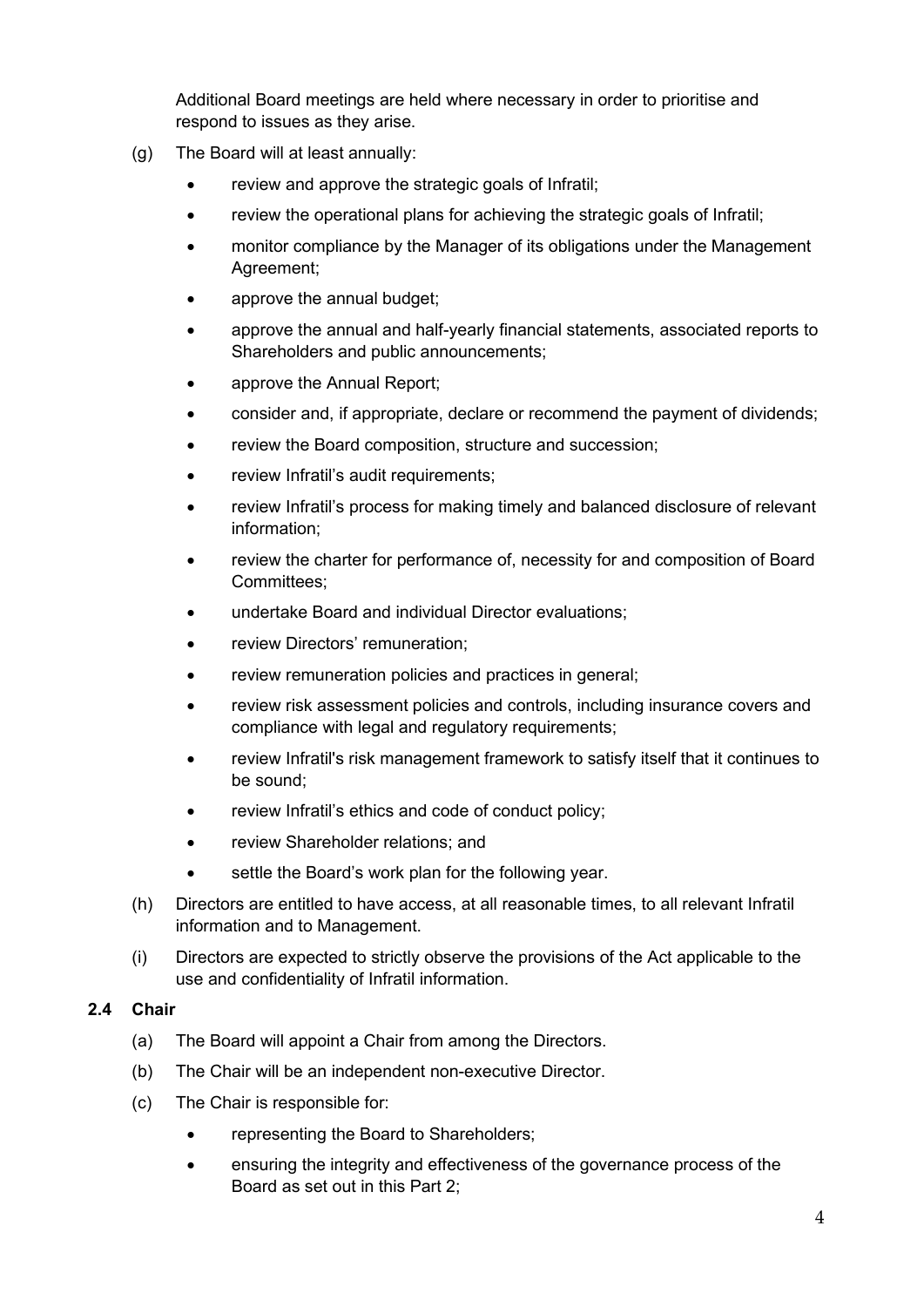Additional Board meetings are held where necessary in order to prioritise and respond to issues as they arise.

(g) The Board will at least annually:

- review and approve the strategic goals of Infratil;
- review the operational plans for achieving the strategic goals of Infratil;
- monitor compliance by the Manager of its obligations under the Management Agreement;
- approve the annual budget;
- approve the annual and half-yearly financial statements, associated reports to Shareholders and public announcements;
- approve the Annual Report;
- consider and, if appropriate, declare or recommend the payment of dividends;
- review the Board composition, structure and succession;
- review Infratil's audit requirements;
- review Infratil's process for making timely and balanced disclosure of relevant information;
- review the charter for performance of, necessity for and composition of Board Committees;
- undertake Board and individual Director evaluations;
- review Directors' remuneration;
- review remuneration policies and practices in general;
- review risk assessment policies and controls, including insurance covers and compliance with legal and regulatory requirements;
- review Infratil's risk management framework to satisfy itself that it continues to be sound;
- review Infratil's ethics and code of conduct policy;
- review Shareholder relations; and
- settle the Board's work plan for the following year.

(h) Directors are entitled to have access, at all reasonable times, to all relevant Infratil information and to Management.

(i) Directors are expected to strictly observe the provisions of the Act applicable to the use and confidentiality of Infratil information.

### 2.4 Chair

(a) The Board will appoint a Chair from among the Directors.

(b) The Chair will be an independent non-executive Director.

(c) The Chair is responsible for:

- representing the Board to Shareholders;
- ensuring the integrity and effectiveness of the governance process of the Board as set out in this Part 2;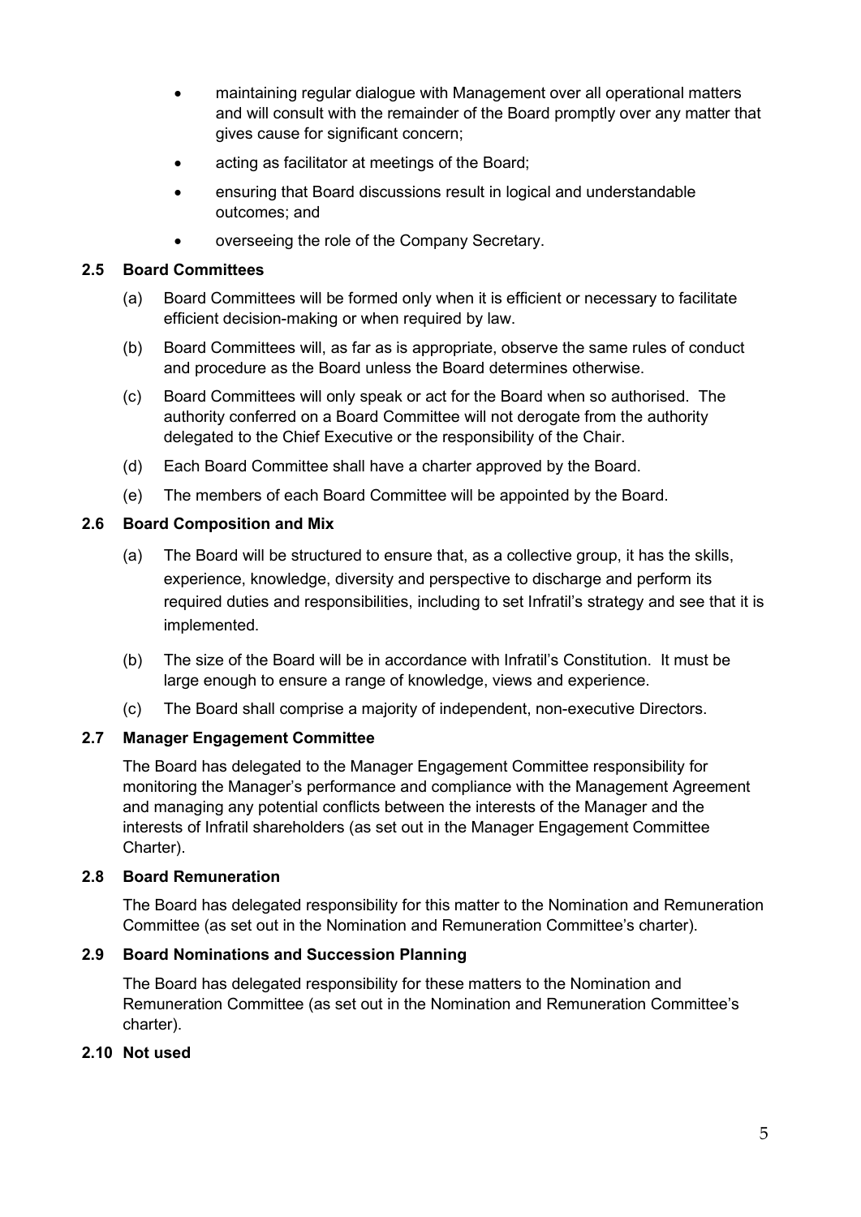- maintaining regular dialogue with Management over all operational matters and will consult with the remainder of the Board promptly over any matter that gives cause for significant concern;
- acting as facilitator at meetings of the Board;
- ensuring that Board discussions result in logical and understandable outcomes; and
- overseeing the role of the Company Secretary.

### 2.5 Board Committees

(a) Board Committees will be formed only when it is efficient or necessary to facilitate efficient decision-making or when required by law.

(b) Board Committees will, as far as is appropriate, observe the same rules of conduct and procedure as the Board unless the Board determines otherwise.

(c) Board Committees will only speak or act for the Board when so authorised. The authority conferred on a Board Committee will not derogate from the authority delegated to the Chief Executive or the responsibility of the Chair.

(d) Each Board Committee shall have a charter approved by the Board.

(e) The members of each Board Committee will be appointed by the Board.

### 2.6 Board Composition and Mix

(a) The Board will be structured to ensure that, as a collective group, it has the skills, experience, knowledge, diversity and perspective to discharge and perform its required duties and responsibilities, including to set Infratil's strategy and see that it is implemented.

(b) The size of the Board will be in accordance with Infratil's Constitution. It must be large enough to ensure a range of knowledge, views and experience.

(c) The Board shall comprise a majority of independent, non-executive Directors.

### 2.7 Manager Engagement Committee

The Board has delegated to the Manager Engagement Committee responsibility for monitoring the Manager's performance and compliance with the Management Agreement and managing any potential conflicts between the interests of the Manager and the interests of Infratil shareholders (as set out in the Manager Engagement Committee Charter).

### 2.8 Board Remuneration

The Board has delegated responsibility for this matter to the Nomination and Remuneration Committee (as set out in the Nomination and Remuneration Committee's charter).

### 2.9 Board Nominations and Succession Planning

The Board has delegated responsibility for these matters to the Nomination and Remuneration Committee (as set out in the Nomination and Remuneration Committee's charter).

### 2.10 Not used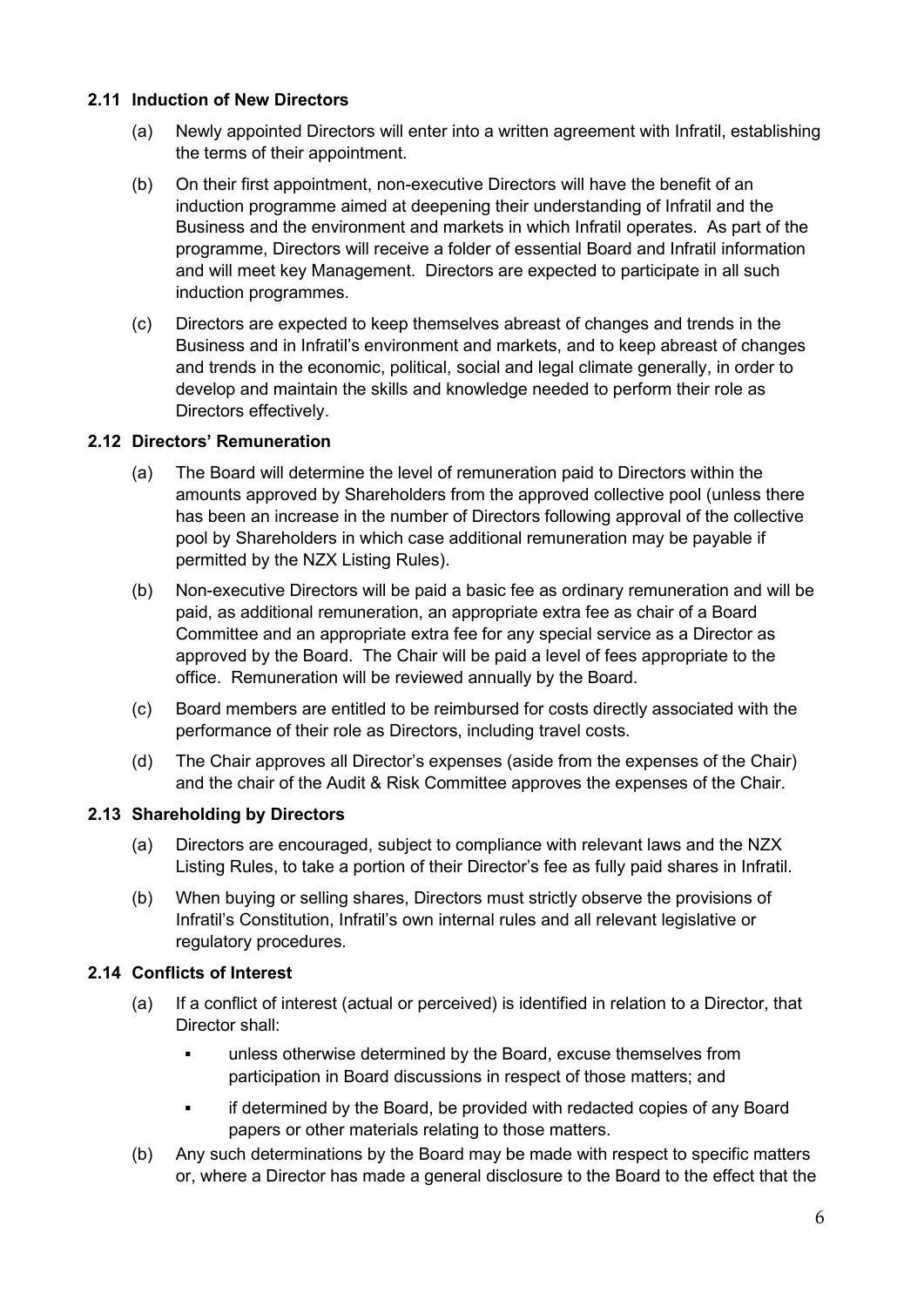### 2.11 Induction of New Directors

(a) Newly appointed Directors will enter into a written agreement with Infratil, establishing the terms of their appointment.

(b) On their first appointment, non-executive Directors will have the benefit of an induction programme aimed at deepening their understanding of Infratil and the Business and the environment and markets in which Infratil operates. As part of the programme, Directors will receive a folder of essential Board and Infratil information and will meet key Management. Directors are expected to participate in all such induction programmes.

(c) Directors are expected to keep themselves abreast of changes and trends in the Business and in Infratil's environment and markets, and to keep abreast of changes and trends in the economic, political, social and legal climate generally, in order to develop and maintain the skills and knowledge needed to perform their role as Directors effectively.

### 2.12 Directors' Remuneration

(a) The Board will determine the level of remuneration paid to Directors within the amounts approved by Shareholders from the approved collective pool (unless there has been an increase in the number of Directors following approval of the collective pool by Shareholders in which case additional remuneration may be payable if permitted by the NZX Listing Rules).

(b) Non-executive Directors will be paid a basic fee as ordinary remuneration and will be paid, as additional remuneration, an appropriate extra fee as chair of a Board Committee and an appropriate extra fee for any special service as a Director as approved by the Board. The Chair will be paid a level of fees appropriate to the office. Remuneration will be reviewed annually by the Board.

(c) Board members are entitled to be reimbursed for costs directly associated with the performance of their role as Directors, including travel costs.

(d) The Chair approves all Director's expenses (aside from the expenses of the Chair) and the chair of the Audit & Risk Committee approves the expenses of the Chair.

### 2.13 Shareholding by Directors

(a) Directors are encouraged, subject to compliance with relevant laws and the NZX Listing Rules, to take a portion of their Director's fee as fully paid shares in Infratil.

(b) When buying or selling shares, Directors must strictly observe the provisions of Infratil's Constitution, Infratil's own internal rules and all relevant legislative or regulatory procedures.

### 2.14 Conflicts of Interest

(a) If a conflict of interest (actual or perceived) is identified in relation to a Director, that Director shall:

- unless otherwise determined by the Board, excuse themselves from participation in Board discussions in respect of those matters; and
- if determined by the Board, be provided with redacted copies of any Board papers or other materials relating to those matters.

(b) Any such determinations by the Board may be made with respect to specific matters or, where a Director has made a general disclosure to the Board to the effect that the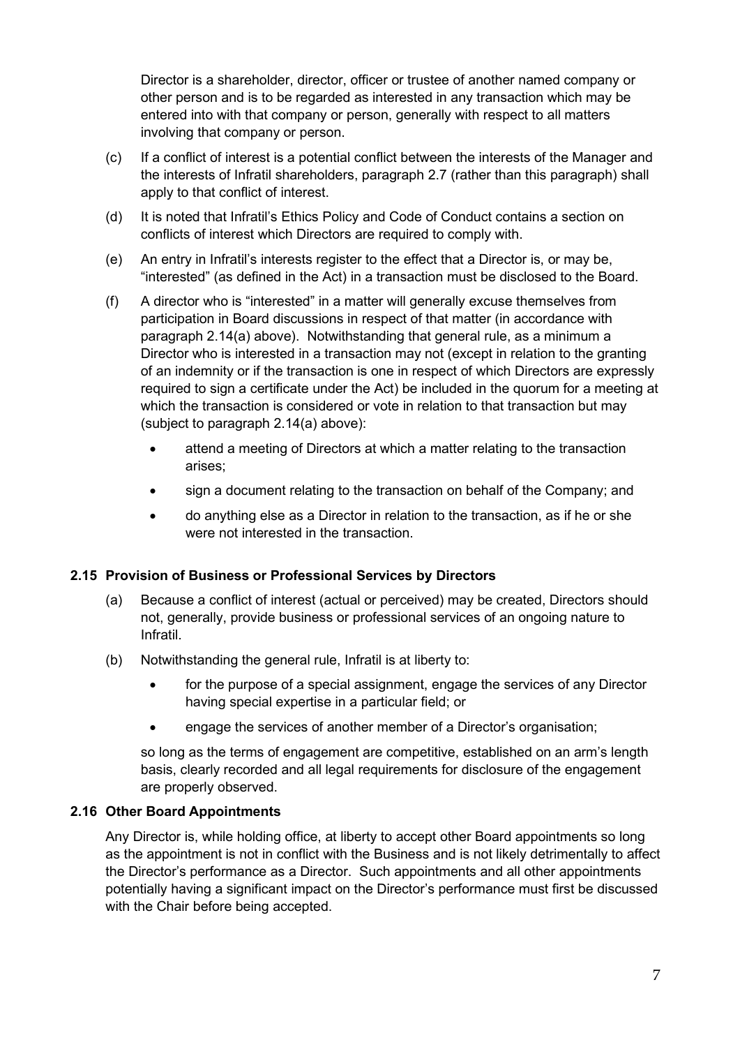Director is a shareholder, director, officer or trustee of another named company or other person and is to be regarded as interested in any transaction which may be entered into with that company or person, generally with respect to all matters involving that company or person.

(c) If a conflict of interest is a potential conflict between the interests of the Manager and the interests of Infratil shareholders, paragraph 2.7 (rather than this paragraph) shall apply to that conflict of interest.

(d) It is noted that Infratil's Ethics Policy and Code of Conduct contains a section on conflicts of interest which Directors are required to comply with.

(e) An entry in Infratil's interests register to the effect that a Director is, or may be, "interested" (as defined in the Act) in a transaction must be disclosed to the Board.

(f) A director who is "interested" in a matter will generally excuse themselves from participation in Board discussions in respect of that matter (in accordance with paragraph 2.14(a) above). Notwithstanding that general rule, as a minimum a Director who is interested in a transaction may not (except in relation to the granting of an indemnity or if the transaction is one in respect of which Directors are expressly required to sign a certificate under the Act) be included in the quorum for a meeting at which the transaction is considered or vote in relation to that transaction but may (subject to paragraph 2.14(a) above):

- attend a meeting of Directors at which a matter relating to the transaction arises;
- sign a document relating to the transaction on behalf of the Company; and
- do anything else as a Director in relation to the transaction, as if he or she were not interested in the transaction.

### 2.15 Provision of Business or Professional Services by Directors

(a) Because a conflict of interest (actual or perceived) may be created, Directors should not, generally, provide business or professional services of an ongoing nature to Infratil.

(b) Notwithstanding the general rule, Infratil is at liberty to:

- for the purpose of a special assignment, engage the services of any Director having special expertise in a particular field; or
- engage the services of another member of a Director's organisation;

so long as the terms of engagement are competitive, established on an arm's length basis, clearly recorded and all legal requirements for disclosure of the engagement are properly observed.

### 2.16 Other Board Appointments

Any Director is, while holding office, at liberty to accept other Board appointments so long as the appointment is not in conflict with the Business and is not likely detrimentally to affect the Director's performance as a Director. Such appointments and all other appointments potentially having a significant impact on the Director's performance must first be discussed with the Chair before being accepted.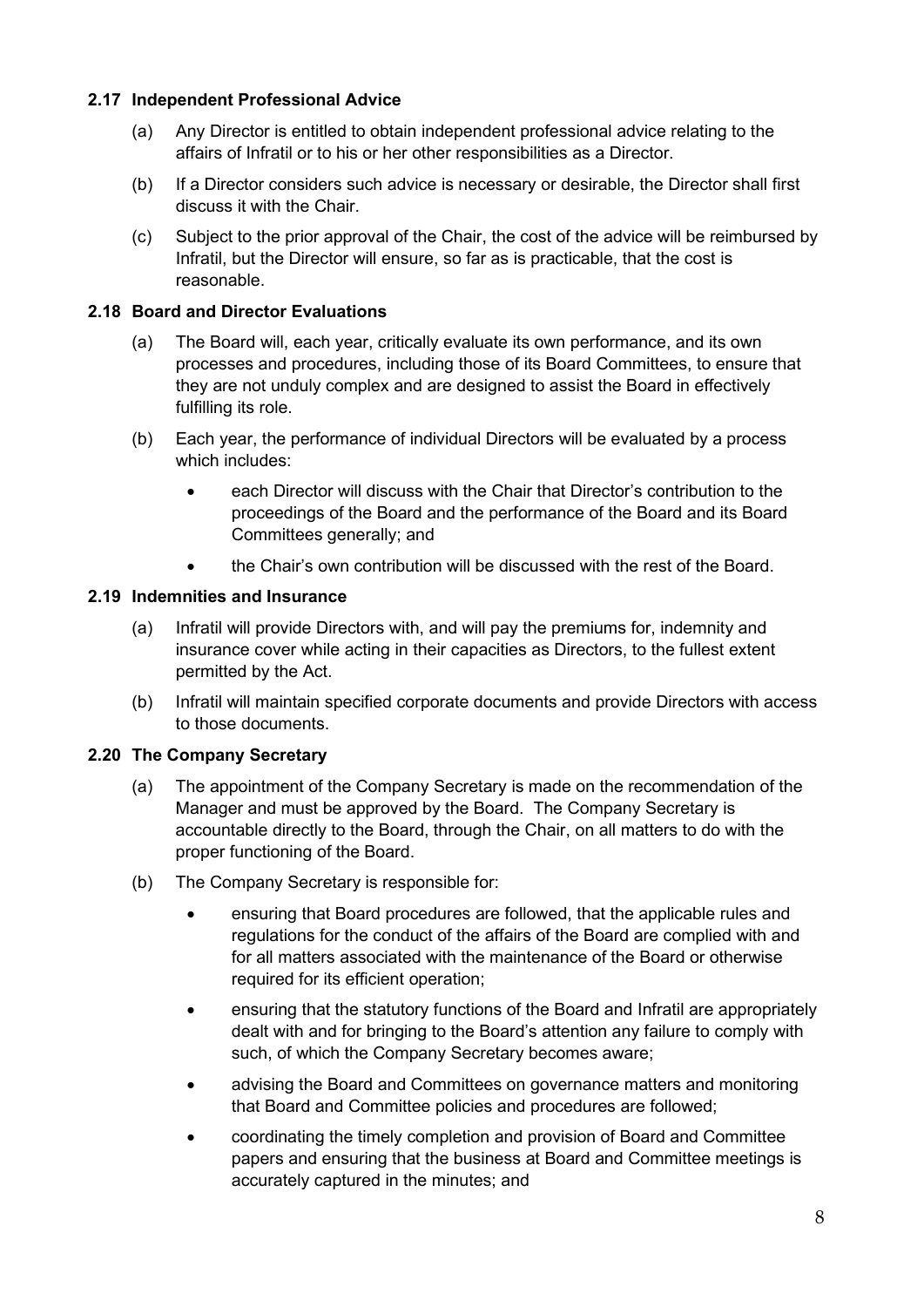### 2.17 Independent Professional Advice

(a) Any Director is entitled to obtain independent professional advice relating to the affairs of Infratil or to his or her other responsibilities as a Director.

(b) If a Director considers such advice is necessary or desirable, the Director shall first discuss it with the Chair.

(c) Subject to the prior approval of the Chair, the cost of the advice will be reimbursed by Infratil, but the Director will ensure, so far as is practicable, that the cost is reasonable.

### 2.18 Board and Director Evaluations

(a) The Board will, each year, critically evaluate its own performance, and its own processes and procedures, including those of its Board Committees, to ensure that they are not unduly complex and are designed to assist the Board in effectively fulfilling its role.

(b) Each year, the performance of individual Directors will be evaluated by a process which includes:

- each Director will discuss with the Chair that Director's contribution to the proceedings of the Board and the performance of the Board and its Board Committees generally; and
- the Chair's own contribution will be discussed with the rest of the Board.

### 2.19 Indemnities and Insurance

(a) Infratil will provide Directors with, and will pay the premiums for, indemnity and insurance cover while acting in their capacities as Directors, to the fullest extent permitted by the Act.

(b) Infratil will maintain specified corporate documents and provide Directors with access to those documents.

### 2.20 The Company Secretary

(a) The appointment of the Company Secretary is made on the recommendation of the Manager and must be approved by the Board. The Company Secretary is accountable directly to the Board, through the Chair, on all matters to do with the proper functioning of the Board.

(b) The Company Secretary is responsible for:

- ensuring that Board procedures are followed, that the applicable rules and regulations for the conduct of the affairs of the Board are complied with and for all matters associated with the maintenance of the Board or otherwise required for its efficient operation;
- ensuring that the statutory functions of the Board and Infratil are appropriately dealt with and for bringing to the Board's attention any failure to comply with such, of which the Company Secretary becomes aware;
- advising the Board and Committees on governance matters and monitoring that Board and Committee policies and procedures are followed;
- coordinating the timely completion and provision of Board and Committee papers and ensuring that the business at Board and Committee meetings is accurately captured in the minutes; and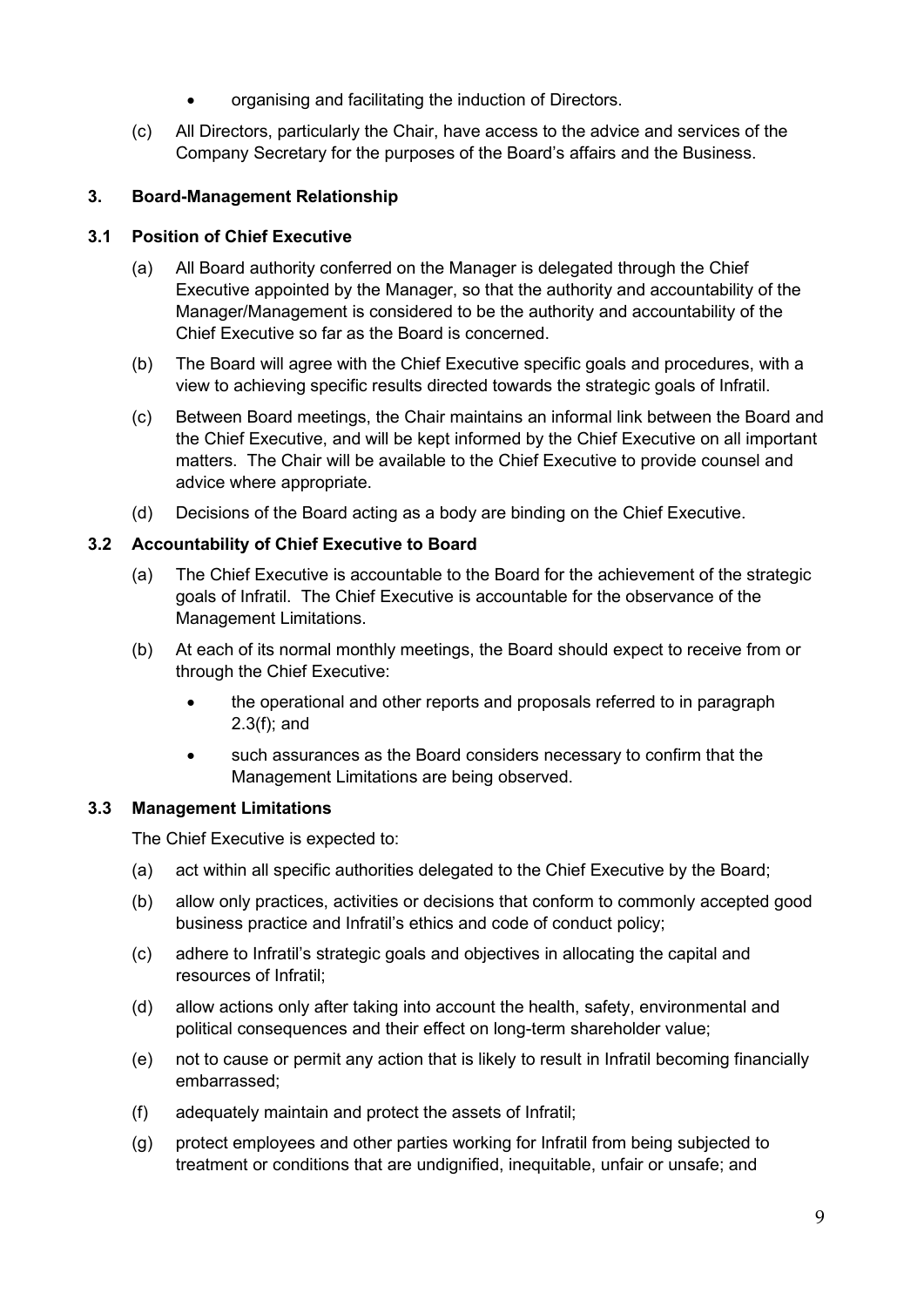- organising and facilitating the induction of Directors.

(c) All Directors, particularly the Chair, have access to the advice and services of the Company Secretary for the purposes of the Board's affairs and the Business.

## 3. Board-Management Relationship

### 3.1 Position of Chief Executive

(a) All Board authority conferred on the Manager is delegated through the Chief Executive appointed by the Manager, so that the authority and accountability of the Manager/Management is considered to be the authority and accountability of the Chief Executive so far as the Board is concerned.

(b) The Board will agree with the Chief Executive specific goals and procedures, with a view to achieving specific results directed towards the strategic goals of Infratil.

(c) Between Board meetings, the Chair maintains an informal link between the Board and the Chief Executive, and will be kept informed by the Chief Executive on all important matters. The Chair will be available to the Chief Executive to provide counsel and advice where appropriate.

(d) Decisions of the Board acting as a body are binding on the Chief Executive.

### 3.2 Accountability of Chief Executive to Board

(a) The Chief Executive is accountable to the Board for the achievement of the strategic goals of Infratil. The Chief Executive is accountable for the observance of the Management Limitations.

(b) At each of its normal monthly meetings, the Board should expect to receive from or through the Chief Executive:

- the operational and other reports and proposals referred to in paragraph 2.3(f); and
- such assurances as the Board considers necessary to confirm that the Management Limitations are being observed.

### 3.3 Management Limitations

The Chief Executive is expected to:

(a) act within all specific authorities delegated to the Chief Executive by the Board;

(b) allow only practices, activities or decisions that conform to commonly accepted good business practice and Infratil's ethics and code of conduct policy;

(c) adhere to Infratil's strategic goals and objectives in allocating the capital and resources of Infratil;

(d) allow actions only after taking into account the health, safety, environmental and political consequences and their effect on long-term shareholder value;

(e) not to cause or permit any action that is likely to result in Infratil becoming financially embarrassed;

(f) adequately maintain and protect the assets of Infratil;

(g) protect employees and other parties working for Infratil from being subjected to treatment or conditions that are undignified, inequitable, unfair or unsafe; and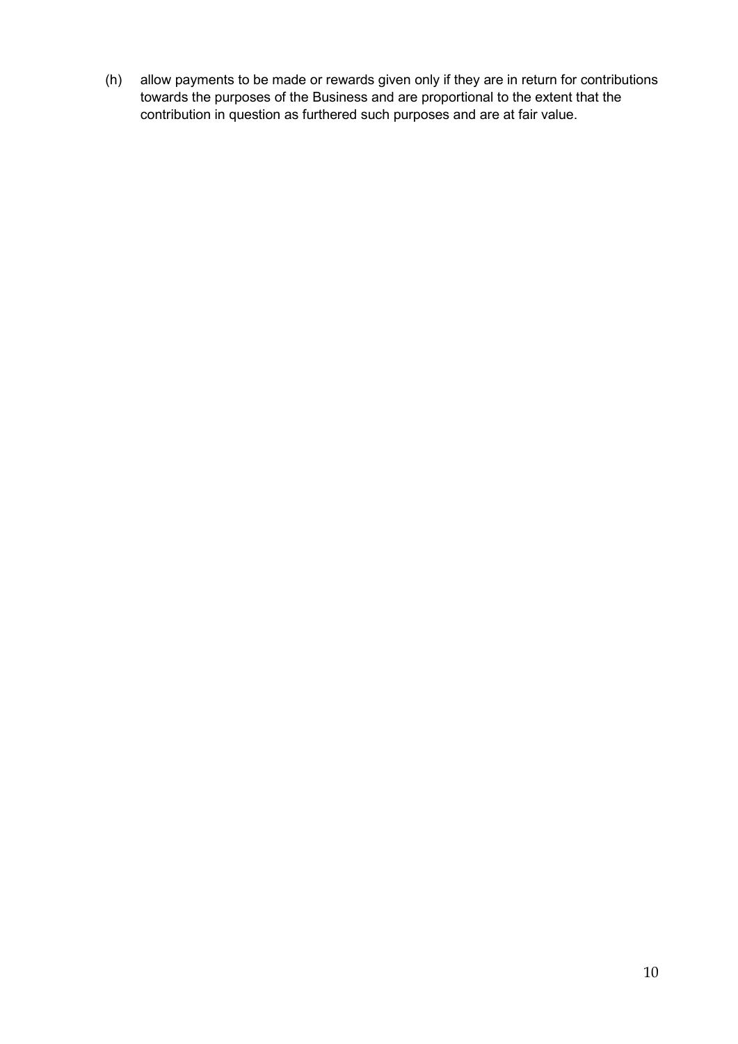(h) allow payments to be made or rewards given only if they are in return for contributions towards the purposes of the Business and are proportional to the extent that the contribution in question as furthered such purposes and are at fair value.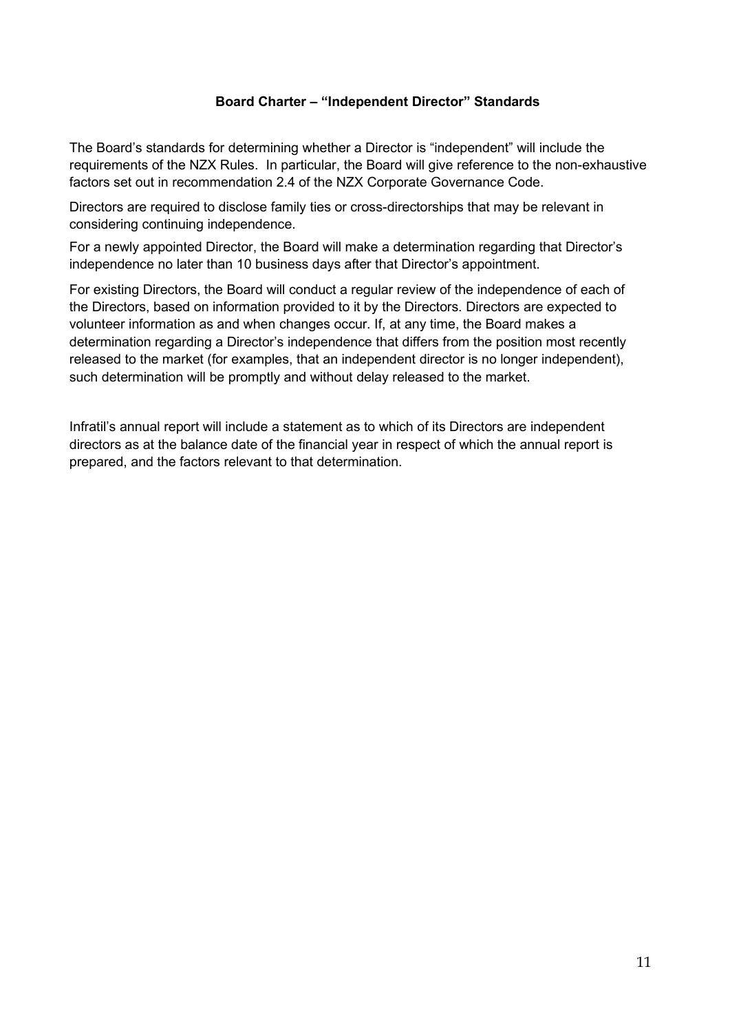**Board Charter – "Independent Director" Standards**

The Board's standards for determining whether a Director is "independent" will include the requirements of the NZX Rules. In particular, the Board will give reference to the non-exhaustive factors set out in recommendation 2.4 of the NZX Corporate Governance Code.

Directors are required to disclose family ties or cross-directorships that may be relevant in considering continuing independence.

For a newly appointed Director, the Board will make a determination regarding that Director's independence no later than 10 business days after that Director's appointment.

For existing Directors, the Board will conduct a regular review of the independence of each of the Directors, based on information provided to it by the Directors. Directors are expected to volunteer information as and when changes occur. If, at any time, the Board makes a determination regarding a Director's independence that differs from the position most recently released to the market (for examples, that an independent director is no longer independent), such determination will be promptly and without delay released to the market.

Infratil's annual report will include a statement as to which of its Directors are independent directors as at the balance date of the financial year in respect of which the annual report is prepared, and the factors relevant to that determination.